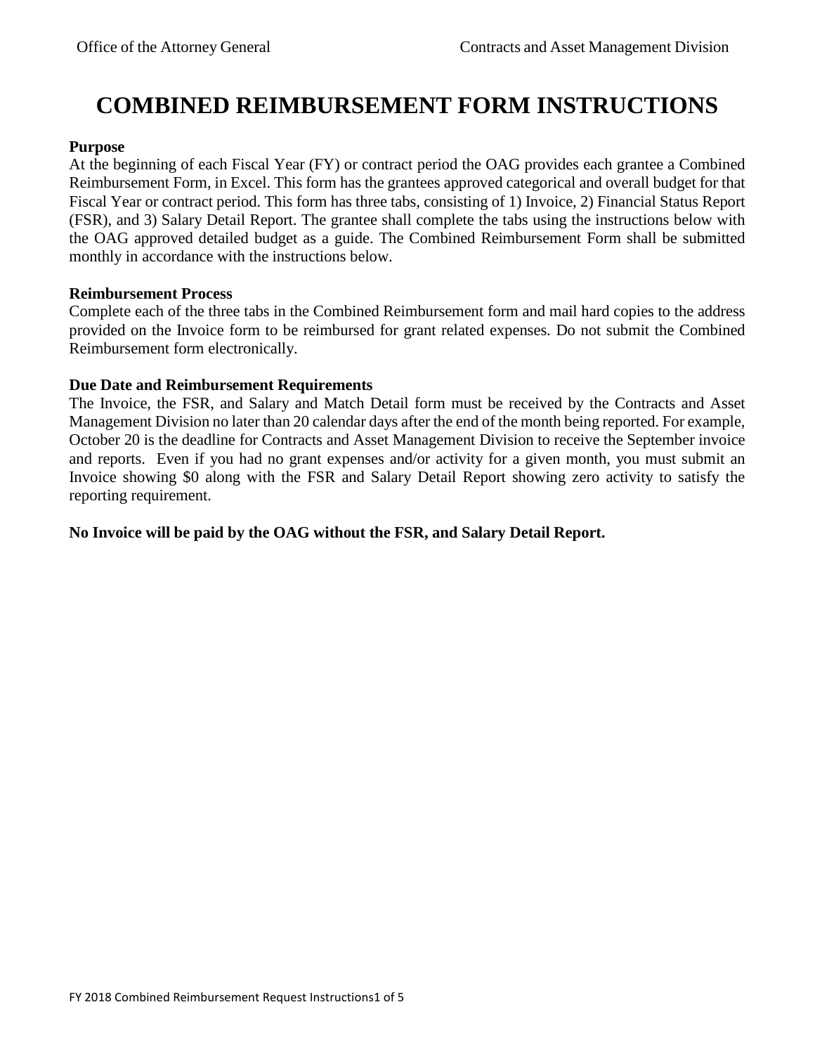# COMBINED REIMBURSEMENT FORM INSTRUCTIONS

**Purpose**

At the beginning of each Fiscal Year (FY) or contract period the OAG provides each grantee a Combined Reimbursement Form, in Excel. This form has the grantees approved categorical and overall budget for that Fiscal Year or contract period. This form has three tabs, consisting of 1) Invoice, 2) Financial Status Report (FSR), and 3) Salary Detail Report. The grantee shall complete the tabs using the instructions below with the OAG approved detailed budget as a guide. The Combined Reimbursement Form shall be submitted monthly in accordance with the instructions below.

**Reimbursement Process**

Complete each of the three tabs in the Combined Reimbursement form and mail hard copies to the address provided on the Invoice form to be reimbursed for grant related expenses. Do not submit the Combined Reimbursement form electronically.

**Due Date and Reimbursement Requirements**

The Invoice, the FSR, and Salary and Match Detail form must be received by the Contracts and Asset Management Division no later than 20 calendar days after the end of the month being reported. For example, October 20 is the deadline for Contracts and Asset Management Division to receive the September invoice and reports. Even if you had no grant expenses and/or activity for a given month, you must submit an Invoice showing $0 along with the FSR and Salary Detail Report showing zero activity to satisfy the reporting requirement.

**No Invoice will be paid by the OAG without the FSR, and Salary Detail Report.**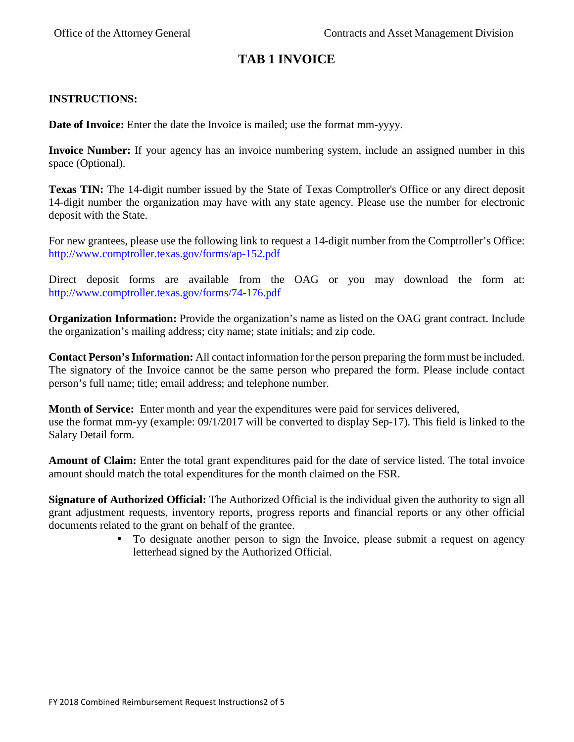# TAB 1 INVOICE

**INSTRUCTIONS:**

**Date of Invoice:** Enter the date the Invoice is mailed; use the format mm-yyyy.

**Invoice Number:** If your agency has an invoice numbering system, include an assigned number in this space (Optional).

**Texas TIN:** The 14-digit number issued by the State of Texas Comptroller's Office or any direct deposit 14-digit number the organization may have with any state agency. Please use the number for electronic deposit with the State.

For new grantees, please use the following link to request a 14-digit number from the Comptroller's Office: [http://www.comptroller.texas.gov/forms/ap-152.pdf](http://www.comptroller.texas.gov/forms/ap-152.pdf)

Direct deposit forms are available from the OAG or you may download the form at: [http://www.comptroller.texas.gov/forms/74-176.pdf](http://www.comptroller.texas.gov/forms/74-176.pdf)

**Organization Information:** Provide the organization's name as listed on the OAG grant contract. Include the organization's mailing address; city name; state initials; and zip code.

**Contact Person's Information:** All contact information for the person preparing the form must be included. The signatory of the Invoice cannot be the same person who prepared the form. Please include contact person's full name; title; email address; and telephone number.

**Month of Service:** Enter month and year the expenditures were paid for services delivered, use the format mm-yy (example: 09/1/2017 will be converted to display Sep-17). This field is linked to the Salary Detail form.

**Amount of Claim:** Enter the total grant expenditures paid for the date of service listed. The total invoice amount should match the total expenditures for the month claimed on the FSR.

**Signature of Authorized Official:** The Authorized Official is the individual given the authority to sign all grant adjustment requests, inventory reports, progress reports and financial reports or any other official documents related to the grant on behalf of the grantee.

- To designate another person to sign the Invoice, please submit a request on agency letterhead signed by the Authorized Official.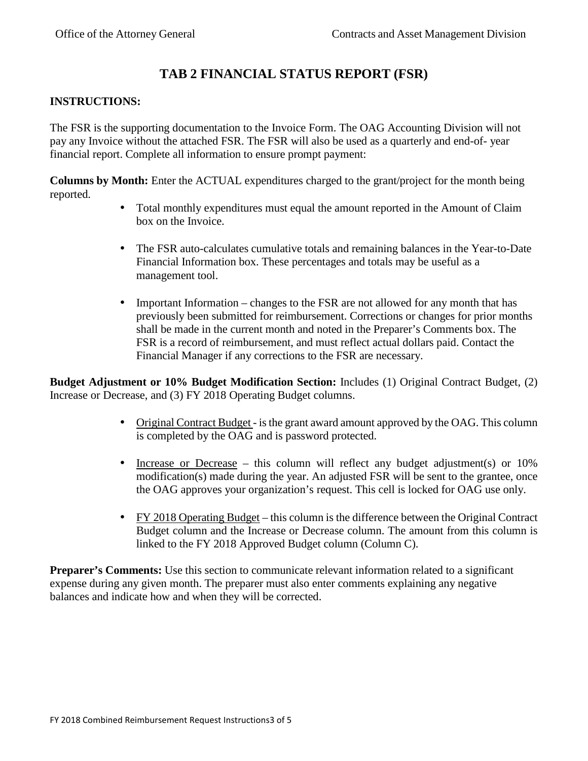# TAB 2 FINANCIAL STATUS REPORT (FSR)

**INSTRUCTIONS:**

The FSR is the supporting documentation to the Invoice Form. The OAG Accounting Division will not pay any Invoice without the attached FSR. The FSR will also be used as a quarterly and end-of- year financial report. Complete all information to ensure prompt payment:

**Columns by Month:** Enter the ACTUAL expenditures charged to the grant/project for the month being reported.

- Total monthly expenditures must equal the amount reported in the Amount of Claim box on the Invoice.
- The FSR auto-calculates cumulative totals and remaining balances in the Year-to-Date Financial Information box. These percentages and totals may be useful as a management tool.
- Important Information – changes to the FSR are not allowed for any month that has previously been submitted for reimbursement. Corrections or changes for prior months shall be made in the current month and noted in the Preparer's Comments box. The FSR is a record of reimbursement, and must reflect actual dollars paid. Contact the Financial Manager if any corrections to the FSR are necessary.

**Budget Adjustment or 10% Budget Modification Section:** Includes (1) Original Contract Budget, (2) Increase or Decrease, and (3) FY 2018 Operating Budget columns.

- <u>Original Contract Budget</u> - is the grant award amount approved by the OAG. This column is completed by the OAG and is password protected.
- <u>Increase or Decrease</u> – this column will reflect any budget adjustment(s) or 10% modification(s) made during the year. An adjusted FSR will be sent to the grantee, once the OAG approves your organization's request. This cell is locked for OAG use only.
- <u>FY 2018 Operating Budget</u> – this column is the difference between the Original Contract Budget column and the Increase or Decrease column. The amount from this column is linked to the FY 2018 Approved Budget column (Column C).

**Preparer's Comments:** Use this section to communicate relevant information related to a significant expense during any given month. The preparer must also enter comments explaining any negative balances and indicate how and when they will be corrected.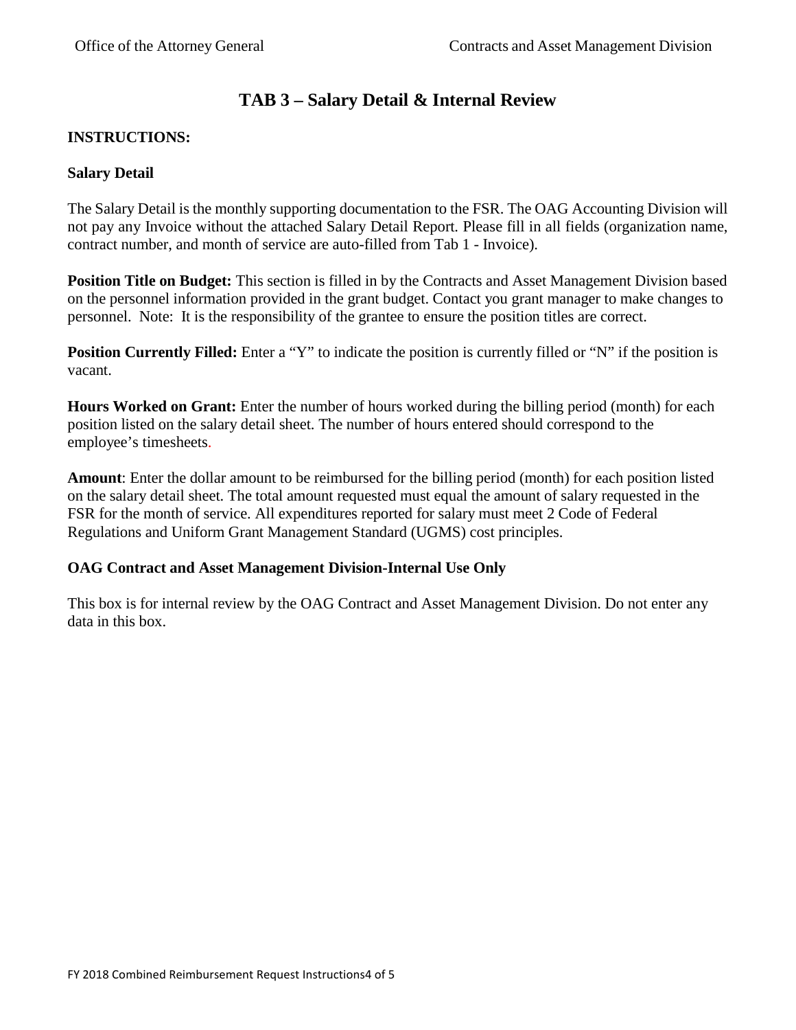# TAB 3 – Salary Detail & Internal Review

**INSTRUCTIONS:**

**Salary Detail**

The Salary Detail is the monthly supporting documentation to the FSR. The OAG Accounting Division will not pay any Invoice without the attached Salary Detail Report. Please fill in all fields (organization name, contract number, and month of service are auto-filled from Tab 1 - Invoice).

**Position Title on Budget:** This section is filled in by the Contracts and Asset Management Division based on the personnel information provided in the grant budget. Contact you grant manager to make changes to personnel. Note: It is the responsibility of the grantee to ensure the position titles are correct.

**Position Currently Filled:** Enter a "Y" to indicate the position is currently filled or "N" if the position is vacant.

**Hours Worked on Grant:** Enter the number of hours worked during the billing period (month) for each position listed on the salary detail sheet. The number of hours entered should correspond to the employee's timesheets.

**Amount**: Enter the dollar amount to be reimbursed for the billing period (month) for each position listed on the salary detail sheet. The total amount requested must equal the amount of salary requested in the FSR for the month of service. All expenditures reported for salary must meet 2 Code of Federal Regulations and Uniform Grant Management Standard (UGMS) cost principles.

**OAG Contract and Asset Management Division-Internal Use Only**

This box is for internal review by the OAG Contract and Asset Management Division. Do not enter any data in this box.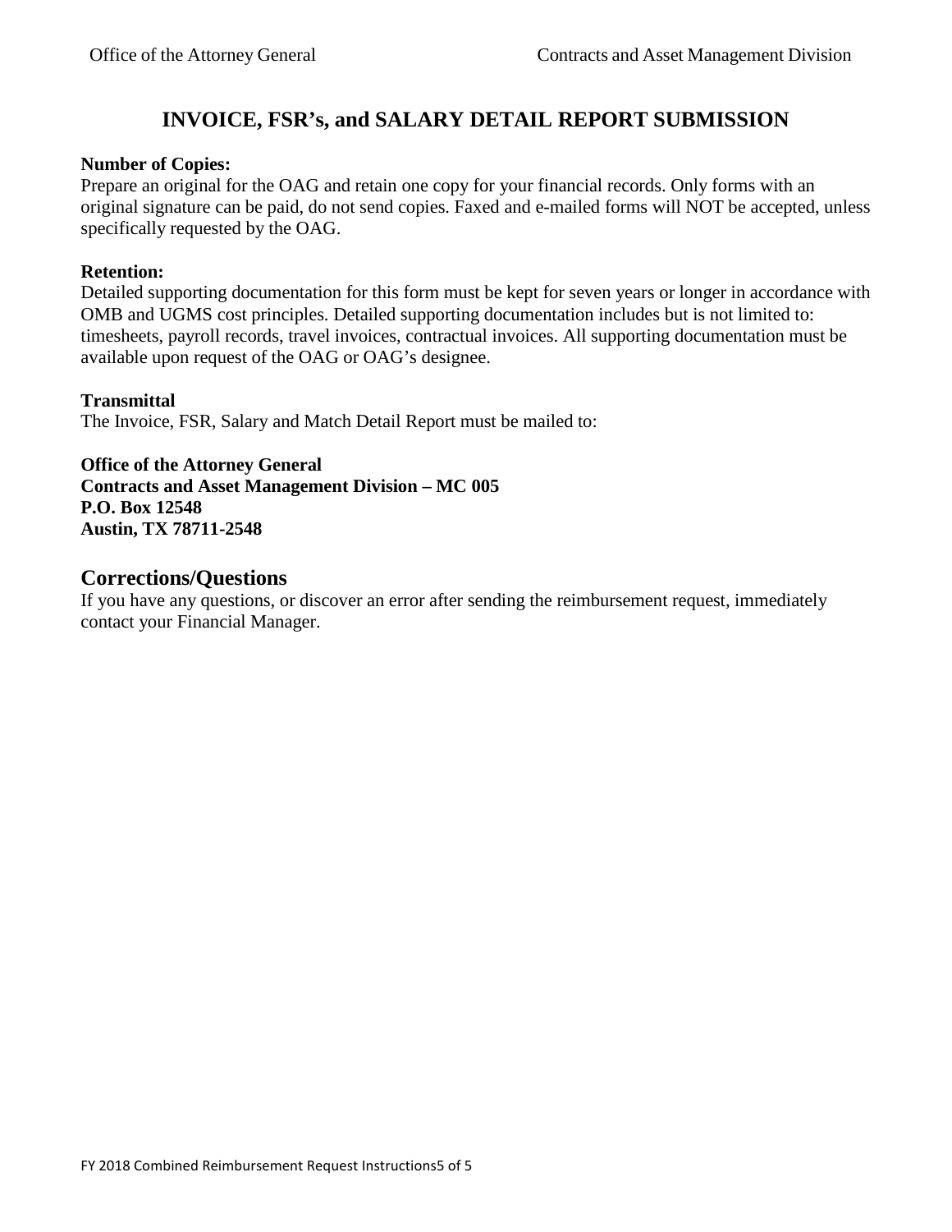## INVOICE, FSR's, and SALARY DETAIL REPORT SUBMISSION

**Number of Copies:**

Prepare an original for the OAG and retain one copy for your financial records. Only forms with an original signature can be paid, do not send copies. Faxed and e-mailed forms will NOT be accepted, unless specifically requested by the OAG.

**Retention:**

Detailed supporting documentation for this form must be kept for seven years or longer in accordance with OMB and UGMS cost principles. Detailed supporting documentation includes but is not limited to: timesheets, payroll records, travel invoices, contractual invoices. All supporting documentation must be available upon request of the OAG or OAG's designee.

**Transmittal**

The Invoice, FSR, Salary and Match Detail Report must be mailed to:

**Office of the Attorney General**
**Contracts and Asset Management Division – MC 005**
**P.O. Box 12548**
**Austin, TX 78711-2548**

## Corrections/Questions

If you have any questions, or discover an error after sending the reimbursement request, immediately contact your Financial Manager.